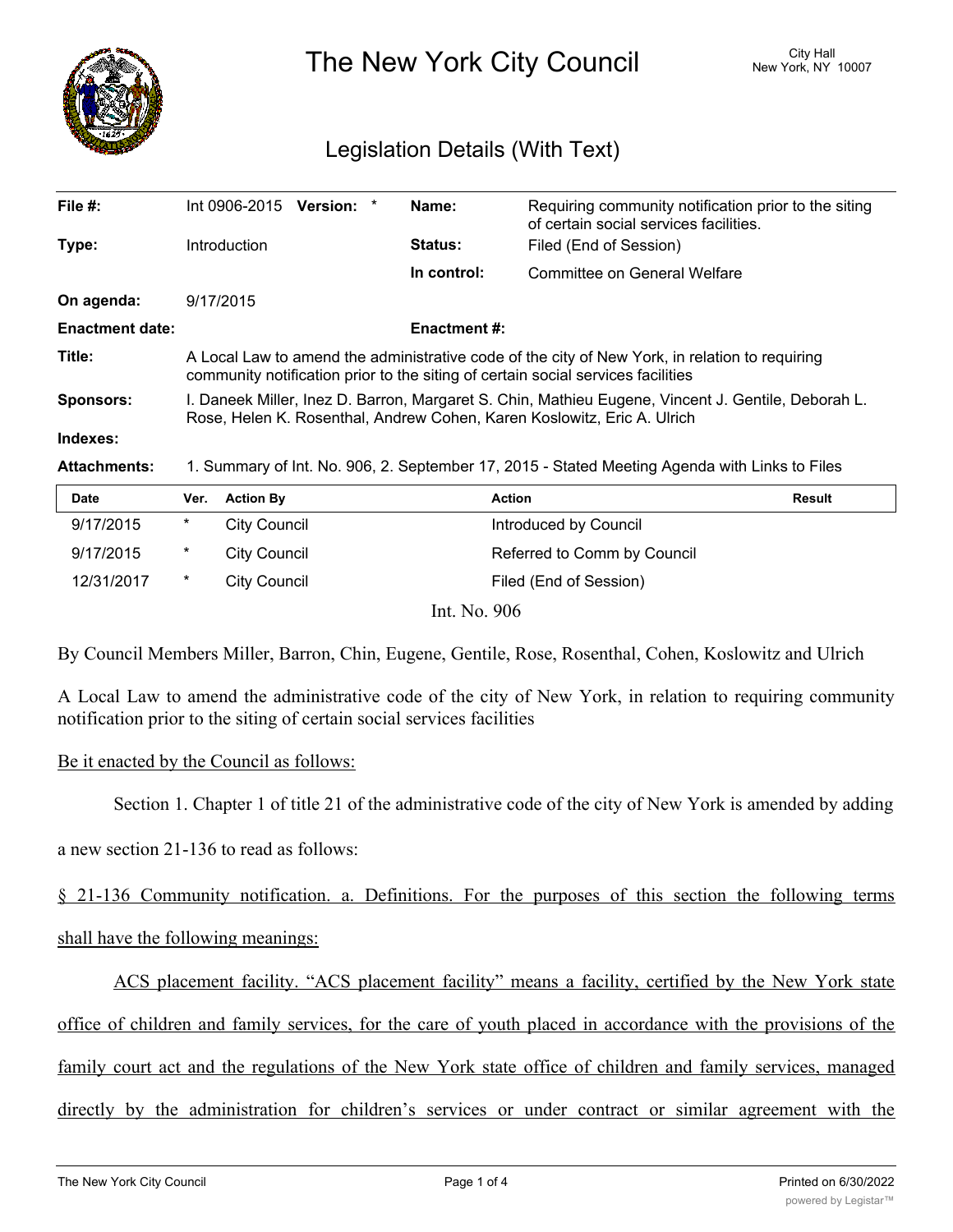# The New York City Council

City Hall
New York, NY 10007

## Legislation Details (With Text)

| | | | |
|---|---|---|---|
| **File #:** | Int 0906-2015 **Version:** * | **Name:** | Requiring community notification prior to the siting of certain social services facilities. |
| **Type:** | Introduction | **Status:** | Filed (End of Session) |
| | | **In control:** | Committee on General Welfare |
| **On agenda:** | 9/17/2015 | | |
| **Enactment date:** | | **Enactment #:** | |

**Title:** A Local Law to amend the administrative code of the city of New York, in relation to requiring community notification prior to the siting of certain social services facilities

**Sponsors:** I. Daneek Miller, Inez D. Barron, Margaret S. Chin, Mathieu Eugene, Vincent J. Gentile, Deborah L. Rose, Helen K. Rosenthal, Andrew Cohen, Karen Koslowitz, Eric A. Ulrich

**Indexes:**

**Attachments:** 1. Summary of Int. No. 906, 2. September 17, 2015 - Stated Meeting Agenda with Links to Files

| Date | Ver. | Action By | Action | Result |
|---|---|---|---|---|
| 9/17/2015 | * | City Council | Introduced by Council | |
| 9/17/2015 | * | City Council | Referred to Comm by Council | |
| 12/31/2017 | * | City Council | Filed (End of Session) | |

Int. No. 906

By Council Members Miller, Barron, Chin, Eugene, Gentile, Rose, Rosenthal, Cohen, Koslowitz and Ulrich

A Local Law to amend the administrative code of the city of New York, in relation to requiring community notification prior to the siting of certain social services facilities

Be it enacted by the Council as follows:

Section 1. Chapter 1 of title 21 of the administrative code of the city of New York is amended by adding a new section 21-136 to read as follows:

§ 21-136 Community notification. a. Definitions. For the purposes of this section the following terms shall have the following meanings:

ACS placement facility. "ACS placement facility" means a facility, certified by the New York state office of children and family services, for the care of youth placed in accordance with the provisions of the family court act and the regulations of the New York state office of children and family services, managed directly by the administration for children's services or under contract or similar agreement with the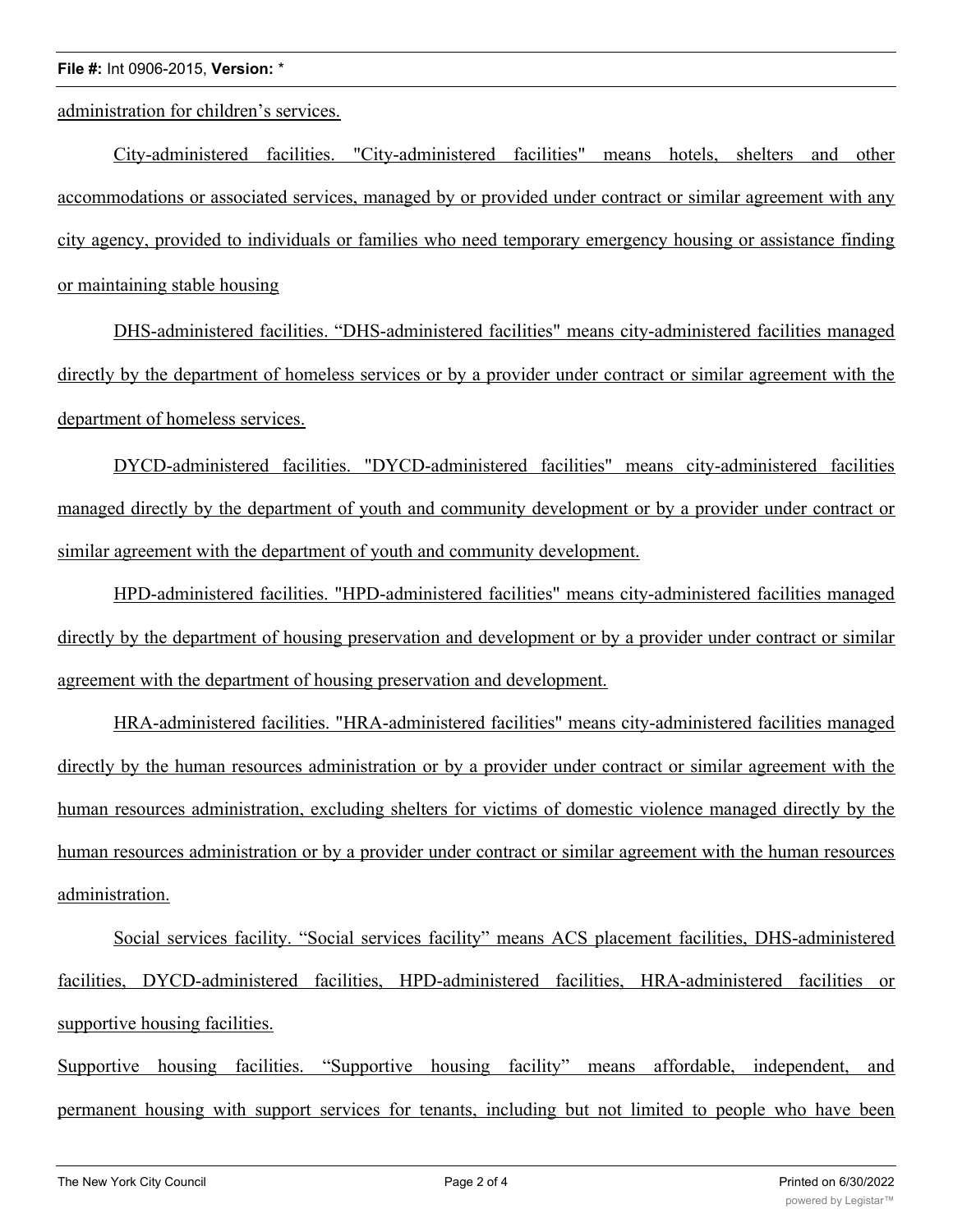administration for children's services.

City-administered facilities. "City-administered facilities" means hotels, shelters and other accommodations or associated services, managed by or provided under contract or similar agreement with any city agency, provided to individuals or families who need temporary emergency housing or assistance finding or maintaining stable housing

DHS-administered facilities. "DHS-administered facilities" means city-administered facilities managed directly by the department of homeless services or by a provider under contract or similar agreement with the department of homeless services.

DYCD-administered facilities. "DYCD-administered facilities" means city-administered facilities managed directly by the department of youth and community development or by a provider under contract or similar agreement with the department of youth and community development.

HPD-administered facilities. "HPD-administered facilities" means city-administered facilities managed directly by the department of housing preservation and development or by a provider under contract or similar agreement with the department of housing preservation and development.

HRA-administered facilities. "HRA-administered facilities" means city-administered facilities managed directly by the human resources administration or by a provider under contract or similar agreement with the human resources administration, excluding shelters for victims of domestic violence managed directly by the human resources administration or by a provider under contract or similar agreement with the human resources administration.

Social services facility. "Social services facility" means ACS placement facilities, DHS-administered facilities, DYCD-administered facilities, HPD-administered facilities, HRA-administered facilities or supportive housing facilities.

Supportive housing facilities. "Supportive housing facility" means affordable, independent, and permanent housing with support services for tenants, including but not limited to people who have been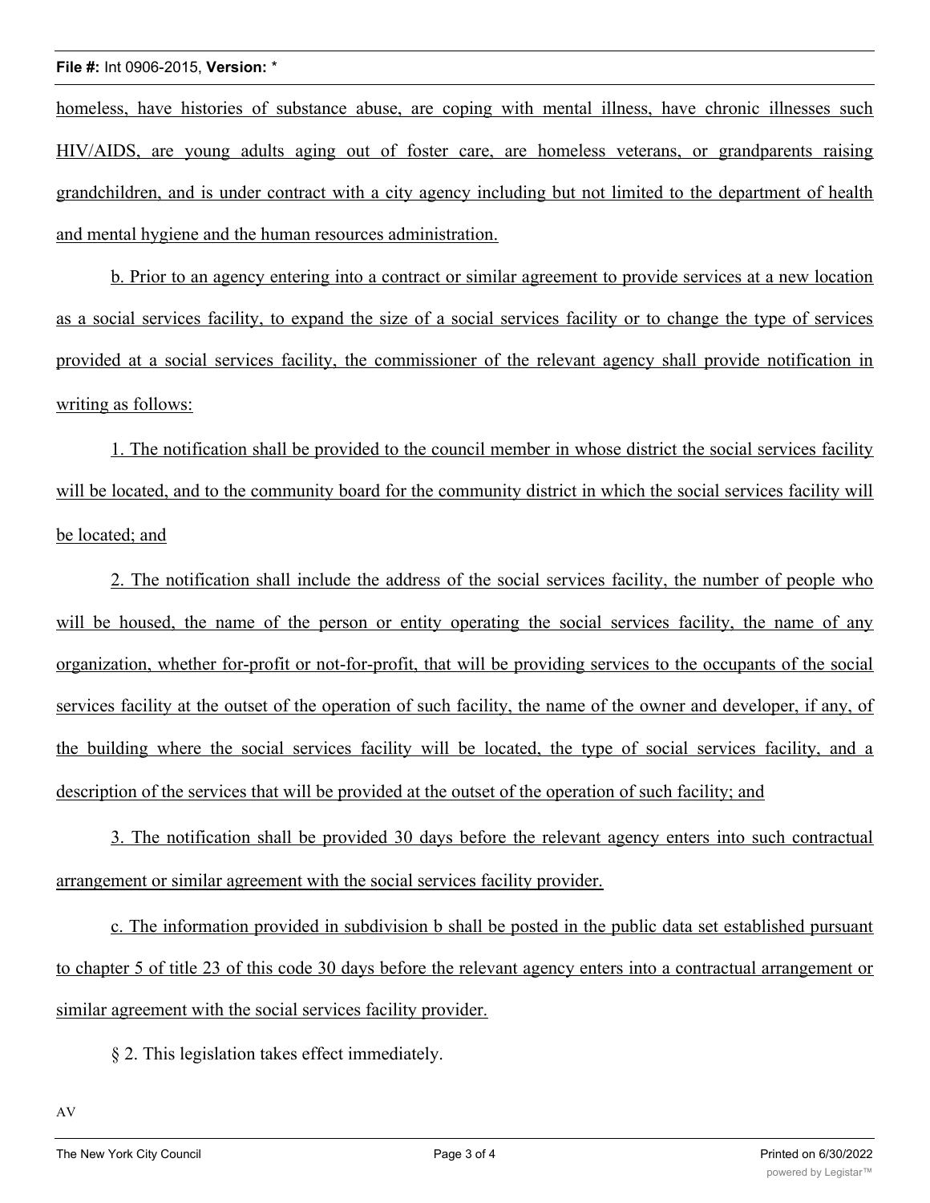homeless, have histories of substance abuse, are coping with mental illness, have chronic illnesses such HIV/AIDS, are young adults aging out of foster care, are homeless veterans, or grandparents raising grandchildren, and is under contract with a city agency including but not limited to the department of health and mental hygiene and the human resources administration.

b. Prior to an agency entering into a contract or similar agreement to provide services at a new location as a social services facility, to expand the size of a social services facility or to change the type of services provided at a social services facility, the commissioner of the relevant agency shall provide notification in writing as follows:

1. The notification shall be provided to the council member in whose district the social services facility will be located, and to the community board for the community district in which the social services facility will be located; and

2. The notification shall include the address of the social services facility, the number of people who will be housed, the name of the person or entity operating the social services facility, the name of any organization, whether for-profit or not-for-profit, that will be providing services to the occupants of the social services facility at the outset of the operation of such facility, the name of the owner and developer, if any, of the building where the social services facility will be located, the type of social services facility, and a description of the services that will be provided at the outset of the operation of such facility; and

3. The notification shall be provided 30 days before the relevant agency enters into such contractual arrangement or similar agreement with the social services facility provider.

c. The information provided in subdivision b shall be posted in the public data set established pursuant to chapter 5 of title 23 of this code 30 days before the relevant agency enters into a contractual arrangement or similar agreement with the social services facility provider.

§ 2. This legislation takes effect immediately.

AV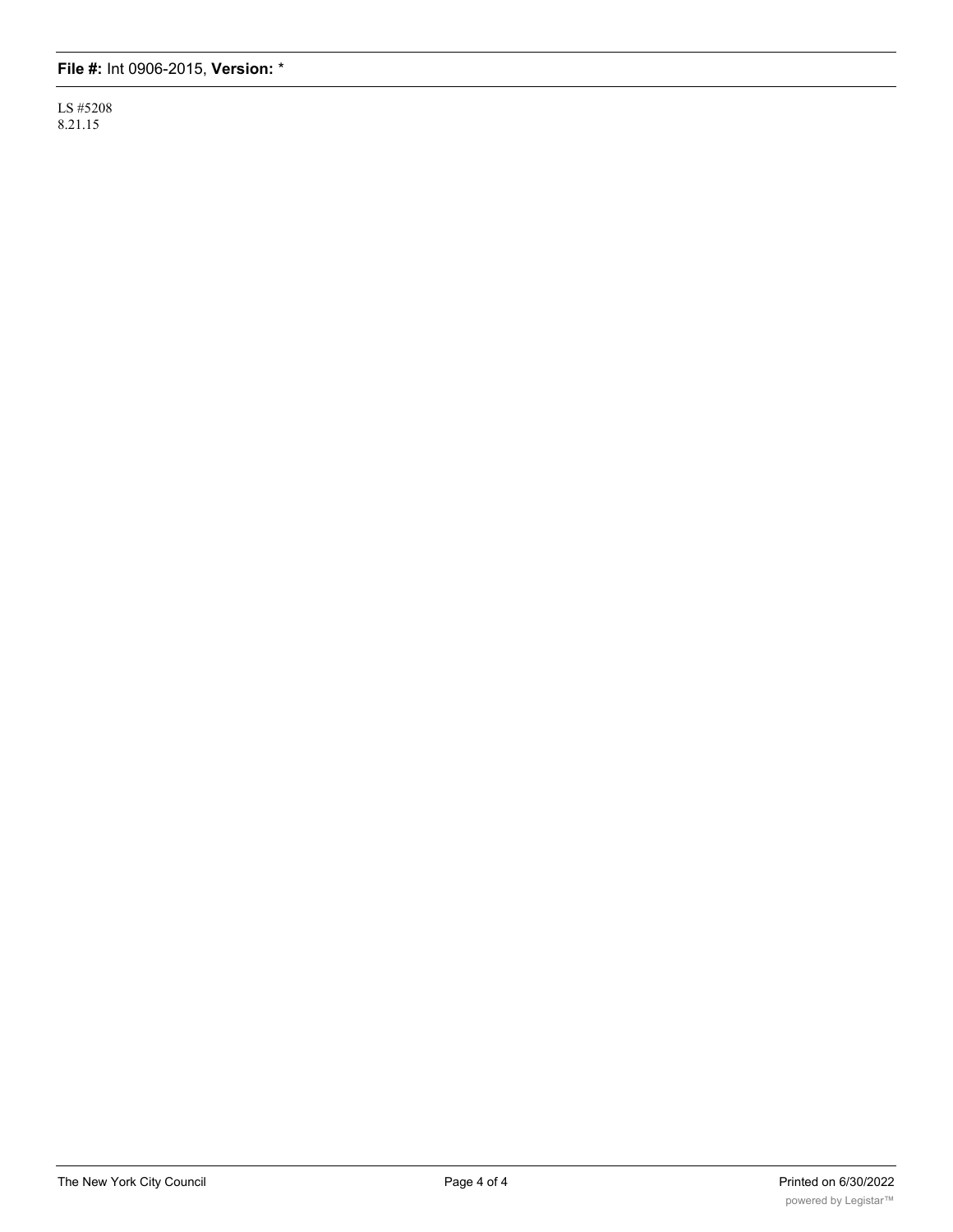LS #5208
8.21.15